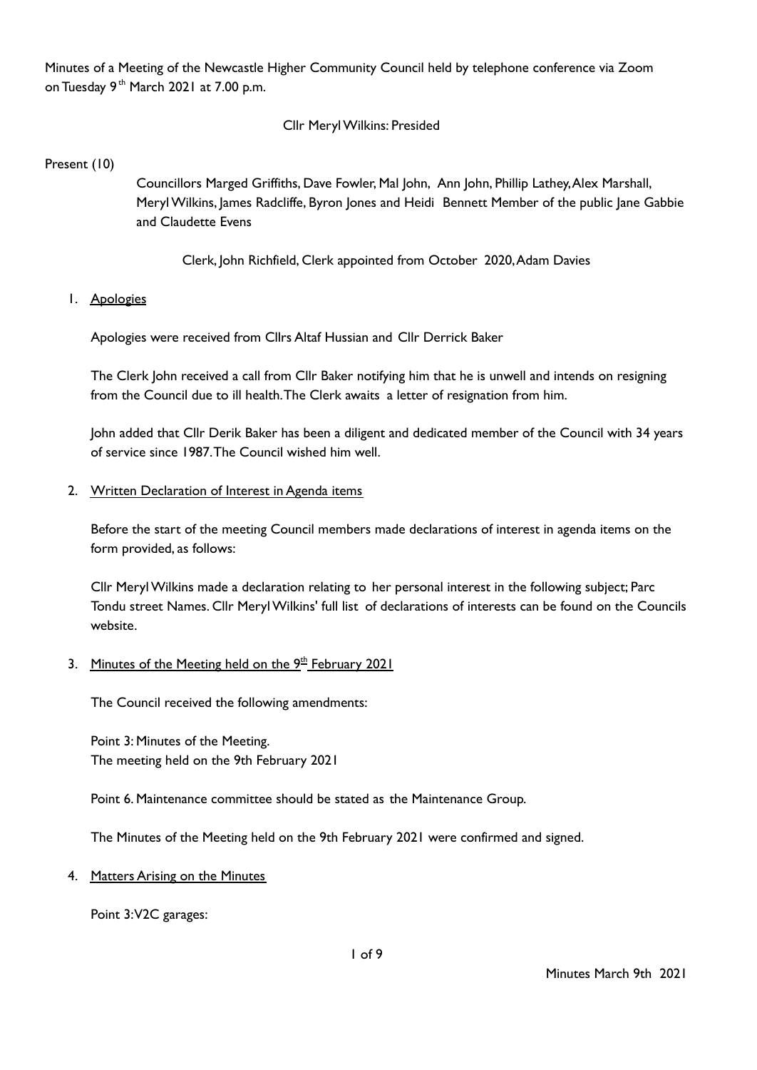Minutes of a Meeting of the Newcastle Higher Community Council held by telephone conference via Zoom on Tuesday 9th March 2021 at 7.00 p.m.

Cllr Meryl Wilkins: Presided

Present (10)

Councillors Marged Griffiths, Dave Fowler, Mal John, Ann John, Phillip Lathey, Alex Marshall, Meryl Wilkins, James Radcliffe, Byron Jones and Heidi Bennett Member of the public Jane Gabbie and Claudette Evens

Clerk, John Richfield, Clerk appointed from October 2020, Adam Davies

1. Apologies

   Apologies were received from Cllrs Altaf Hussian and Cllr Derrick Baker

   The Clerk John received a call from Cllr Baker notifying him that he is unwell and intends on resigning from the Council due to ill health. The Clerk awaits a letter of resignation from him.

   John added that Cllr Derik Baker has been a diligent and dedicated member of the Council with 34 years of service since 1987. The Council wished him well.

2. Written Declaration of Interest in Agenda items

   Before the start of the meeting Council members made declarations of interest in agenda items on the form provided, as follows:

   Cllr Meryl Wilkins made a declaration relating to her personal interest in the following subject; Parc Tondu street Names. Cllr Meryl Wilkins' full list of declarations of interests can be found on the Councils website.

3. Minutes of the Meeting held on the 9th February 2021

   The Council received the following amendments:

   Point 3: Minutes of the Meeting.
   The meeting held on the 9th February 2021

   Point 6. Maintenance committee should be stated as the Maintenance Group.

   The Minutes of the Meeting held on the 9th February 2021 were confirmed and signed.

4. Matters Arising on the Minutes

   Point 3: V2C garages: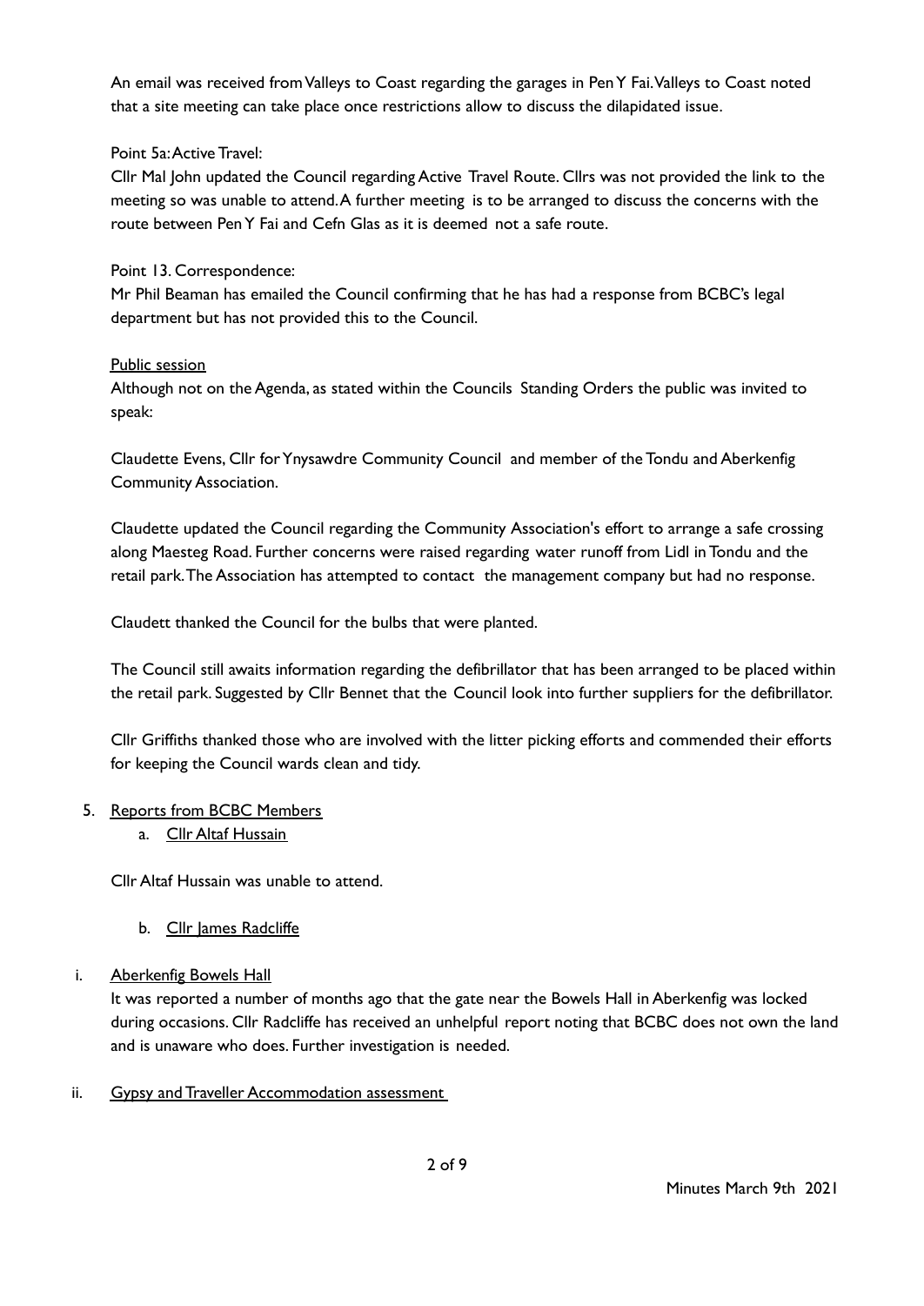An email was received from Valleys to Coast regarding the garages in Pen Y Fai. Valleys to Coast noted that a site meeting can take place once restrictions allow to discuss the dilapidated issue.

Point 5a: Active Travel:

Cllr Mal John updated the Council regarding Active Travel Route. Cllrs was not provided the link to the meeting so was unable to attend. A further meeting is to be arranged to discuss the concerns with the route between Pen Y Fai and Cefn Glas as it is deemed not a safe route.

Point 13. Correspondence:

Mr Phil Beaman has emailed the Council confirming that he has had a response from BCBC's legal department but has not provided this to the Council.

Public session

Although not on the Agenda, as stated within the Councils Standing Orders the public was invited to speak:

Claudette Evens, Cllr for Ynysawdre Community Council and member of the Tondu and Aberkenfig Community Association.

Claudette updated the Council regarding the Community Association's effort to arrange a safe crossing along Maesteg Road. Further concerns were raised regarding water runoff from Lidl in Tondu and the retail park. The Association has attempted to contact the management company but had no response.

Claudett thanked the Council for the bulbs that were planted.

The Council still awaits information regarding the defibrillator that has been arranged to be placed within the retail park. Suggested by Cllr Bennet that the Council look into further suppliers for the defibrillator.

Cllr Griffiths thanked those who are involved with the litter picking efforts and commended their efforts for keeping the Council wards clean and tidy.

5. Reports from BCBC Members
    a. Cllr Altaf Hussain

Cllr Altaf Hussain was unable to attend.

    b. Cllr James Radcliffe

i. Aberkenfig Bowels Hall

It was reported a number of months ago that the gate near the Bowels Hall in Aberkenfig was locked during occasions. Cllr Radcliffe has received an unhelpful report noting that BCBC does not own the land and is unaware who does. Further investigation is needed.

ii. Gypsy and Traveller Accommodation assessment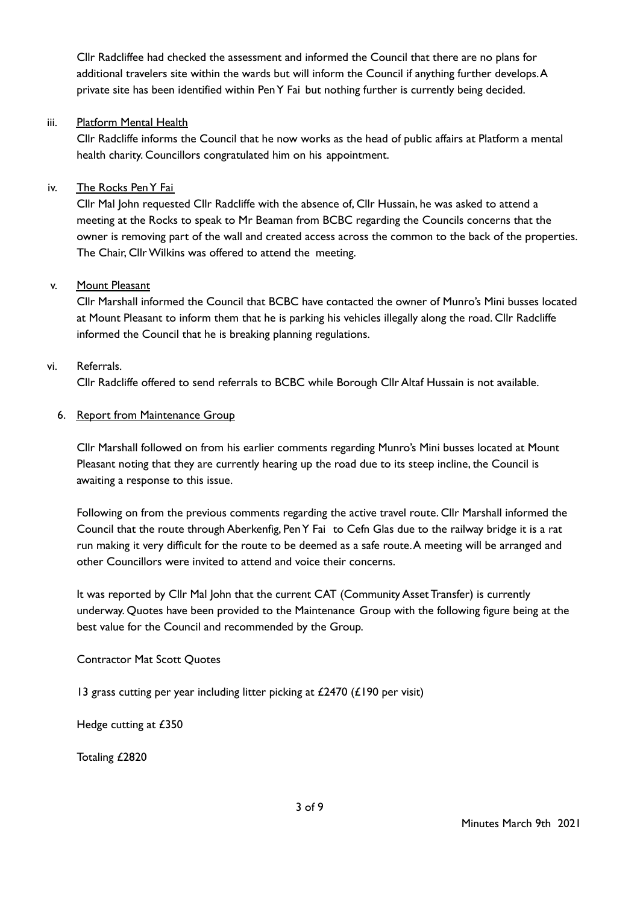Cllr Radcliffee had checked the assessment and informed the Council that there are no plans for additional travelers site within the wards but will inform the Council if anything further develops. A private site has been identified within Pen Y Fai but nothing further is currently being decided.

iii. Platform Mental Health

Cllr Radcliffe informs the Council that he now works as the head of public affairs at Platform a mental health charity. Councillors congratulated him on his appointment.

iv. The Rocks Pen Y Fai

Cllr Mal John requested Cllr Radcliffe with the absence of, Cllr Hussain, he was asked to attend a meeting at the Rocks to speak to Mr Beaman from BCBC regarding the Councils concerns that the owner is removing part of the wall and created access across the common to the back of the properties. The Chair, Cllr Wilkins was offered to attend the meeting.

v. Mount Pleasant

Cllr Marshall informed the Council that BCBC have contacted the owner of Munro's Mini busses located at Mount Pleasant to inform them that he is parking his vehicles illegally along the road. Cllr Radcliffe informed the Council that he is breaking planning regulations.

vi. Referrals.

Cllr Radcliffe offered to send referrals to BCBC while Borough Cllr Altaf Hussain is not available.

6. Report from Maintenance Group

Cllr Marshall followed on from his earlier comments regarding Munro's Mini busses located at Mount Pleasant noting that they are currently hearing up the road due to its steep incline, the Council is awaiting a response to this issue.

Following on from the previous comments regarding the active travel route. Cllr Marshall informed the Council that the route through Aberkenfig, Pen Y Fai to Cefn Glas due to the railway bridge it is a rat run making it very difficult for the route to be deemed as a safe route. A meeting will be arranged and other Councillors were invited to attend and voice their concerns.

It was reported by Cllr Mal John that the current CAT (Community Asset Transfer) is currently underway. Quotes have been provided to the Maintenance Group with the following figure being at the best value for the Council and recommended by the Group.

Contractor Mat Scott Quotes

13 grass cutting per year including litter picking at £2470 (£190 per visit)

Hedge cutting at £350

Totaling £2820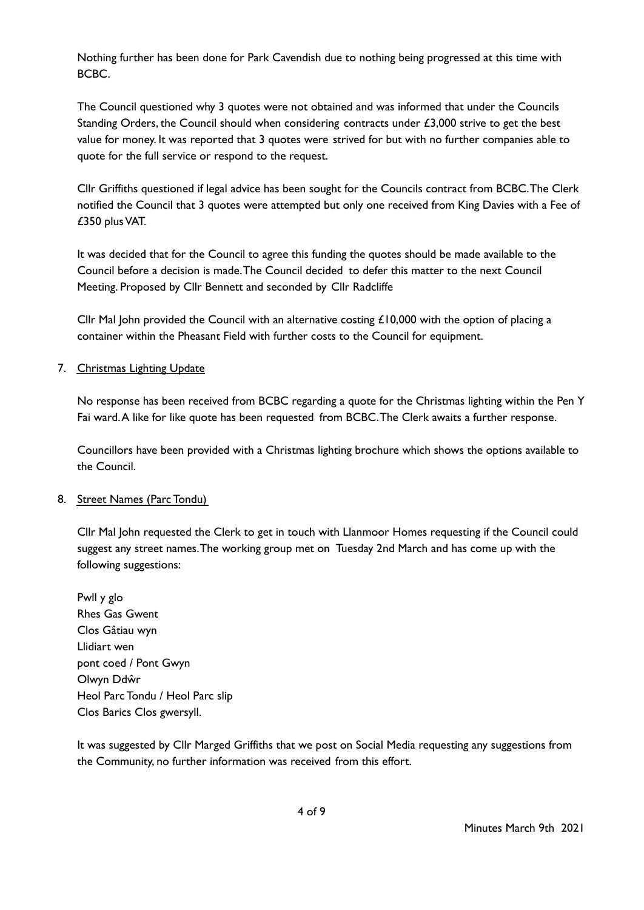Nothing further has been done for Park Cavendish due to nothing being progressed at this time with BCBC.

The Council questioned why 3 quotes were not obtained and was informed that under the Councils Standing Orders, the Council should when considering contracts under £3,000 strive to get the best value for money. It was reported that 3 quotes were strived for but with no further companies able to quote for the full service or respond to the request.

Cllr Griffiths questioned if legal advice has been sought for the Councils contract from BCBC. The Clerk notified the Council that 3 quotes were attempted but only one received from King Davies with a Fee of £350 plus VAT.

It was decided that for the Council to agree this funding the quotes should be made available to the Council before a decision is made. The Council decided to defer this matter to the next Council Meeting. Proposed by Cllr Bennett and seconded by Cllr Radcliffe

Cllr Mal John provided the Council with an alternative costing £10,000 with the option of placing a container within the Pheasant Field with further costs to the Council for equipment.

7. Christmas Lighting Update

No response has been received from BCBC regarding a quote for the Christmas lighting within the Pen Y Fai ward. A like for like quote has been requested from BCBC. The Clerk awaits a further response.

Councillors have been provided with a Christmas lighting brochure which shows the options available to the Council.

8. Street Names (Parc Tondu)

Cllr Mal John requested the Clerk to get in touch with Llanmoor Homes requesting if the Council could suggest any street names. The working group met on Tuesday 2nd March and has come up with the following suggestions:

Pwll y glo
Rhes Gas Gwent
Clos Gâtiau wyn
Llidiart wen
pont coed / Pont Gwyn
Olwyn Ddŵr
Heol Parc Tondu / Heol Parc slip
Clos Barics Clos gwersyll.

It was suggested by Cllr Marged Griffiths that we post on Social Media requesting any suggestions from the Community, no further information was received from this effort.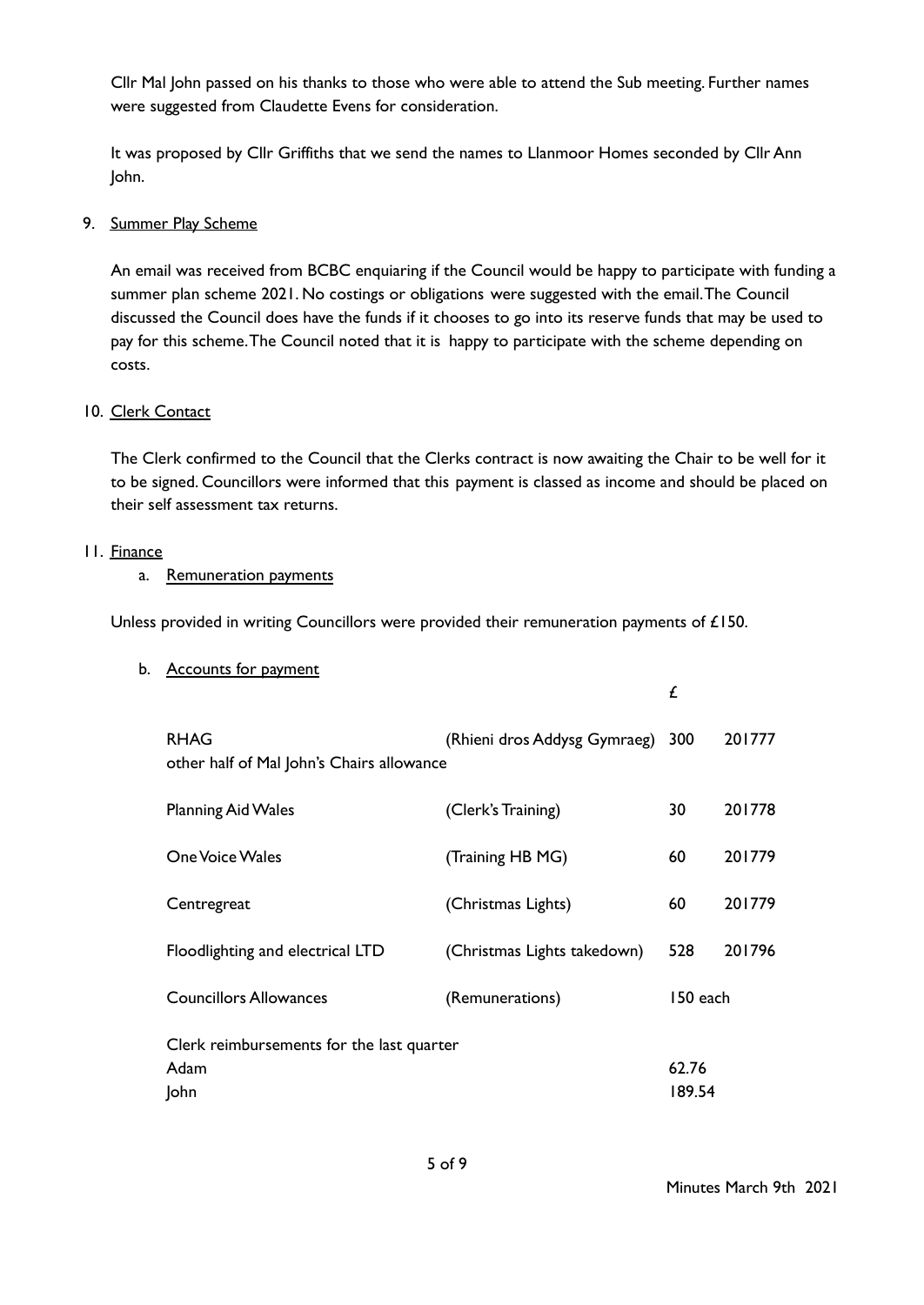Cllr Mal John passed on his thanks to those who were able to attend the Sub meeting. Further names were suggested from Claudette Evens for consideration.

It was proposed by Cllr Griffiths that we send the names to Llanmoor Homes seconded by Cllr Ann John.

9. <u>Summer Play Scheme</u>

An email was received from BCBC enquiaring if the Council would be happy to participate with funding a summer plan scheme 2021. No costings or obligations were suggested with the email. The Council discussed the Council does have the funds if it chooses to go into its reserve funds that may be used to pay for this scheme. The Council noted that it is happy to participate with the scheme depending on costs.

10. <u>Clerk Contact</u>

The Clerk confirmed to the Council that the Clerks contract is now awaiting the Chair to be well for it to be signed. Councillors were informed that this payment is classed as income and should be placed on their self assessment tax returns.

11. <u>Finance</u>

a. <u>Remuneration payments</u>

Unless provided in writing Councillors were provided their remuneration payments of £150.

b. <u>Accounts for payment</u>

| | | £ | |
|---|---|---|---|
| RHAG<br>other half of Mal John's Chairs allowance | (Rhieni dros Addysg Gymraeg) | 300 | 201777 |
| Planning Aid Wales | (Clerk's Training) | 30 | 201778 |
| One Voice Wales | (Training HB MG) | 60 | 201779 |
| Centregreat | (Christmas Lights) | 60 | 201779 |
| Floodlighting and electrical LTD | (Christmas Lights takedown) | 528 | 201796 |
| Councillors Allowances | (Remunerations) | 150 each | |
| Clerk reimbursements for the last quarter | | | |
| Adam | | 62.76 | |
| John | | 189.54 | |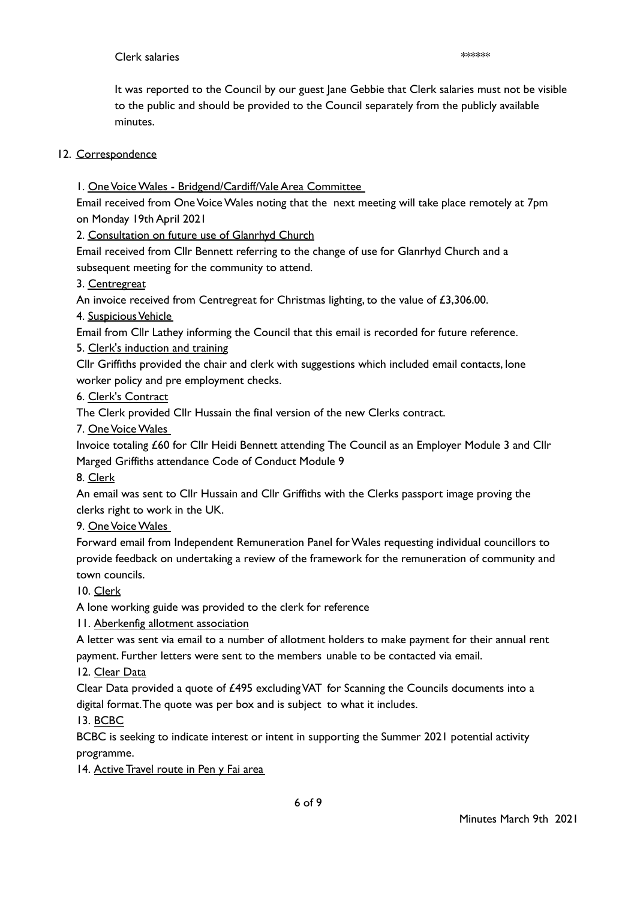Clerk salaries ******

It was reported to the Council by our guest Jane Gebbie that Clerk salaries must not be visible to the public and should be provided to the Council separately from the publicly available minutes.

12. Correspondence

1. One Voice Wales - Bridgend/Cardiff/Vale Area Committee
Email received from One Voice Wales noting that the next meeting will take place remotely at 7pm on Monday 19th April 2021
2. Consultation on future use of Glanrhyd Church
Email received from Cllr Bennett referring to the change of use for Glanrhyd Church and a subsequent meeting for the community to attend.
3. Centregreat
An invoice received from Centregreat for Christmas lighting, to the value of £3,306.00.
4. Suspicious Vehicle
Email from Cllr Lathey informing the Council that this email is recorded for future reference.
5. Clerk's induction and training
Cllr Griffiths provided the chair and clerk with suggestions which included email contacts, lone worker policy and pre employment checks.
6. Clerk's Contract
The Clerk provided Cllr Hussain the final version of the new Clerks contract.
7. One Voice Wales
Invoice totaling £60 for Cllr Heidi Bennett attending The Council as an Employer Module 3 and Cllr Marged Griffiths attendance Code of Conduct Module 9
8. Clerk
An email was sent to Cllr Hussain and Cllr Griffiths with the Clerks passport image proving the clerks right to work in the UK.
9. One Voice Wales
Forward email from Independent Remuneration Panel for Wales requesting individual councillors to provide feedback on undertaking a review of the framework for the remuneration of community and town councils.
10. Clerk
A lone working guide was provided to the clerk for reference
11. Aberkenfig allotment association
A letter was sent via email to a number of allotment holders to make payment for their annual rent payment. Further letters were sent to the members unable to be contacted via email.
12. Clear Data
Clear Data provided a quote of £495 excluding VAT for Scanning the Councils documents into a digital format. The quote was per box and is subject to what it includes.
13. BCBC
BCBC is seeking to indicate interest or intent in supporting the Summer 2021 potential activity programme.
14. Active Travel route in Pen y Fai area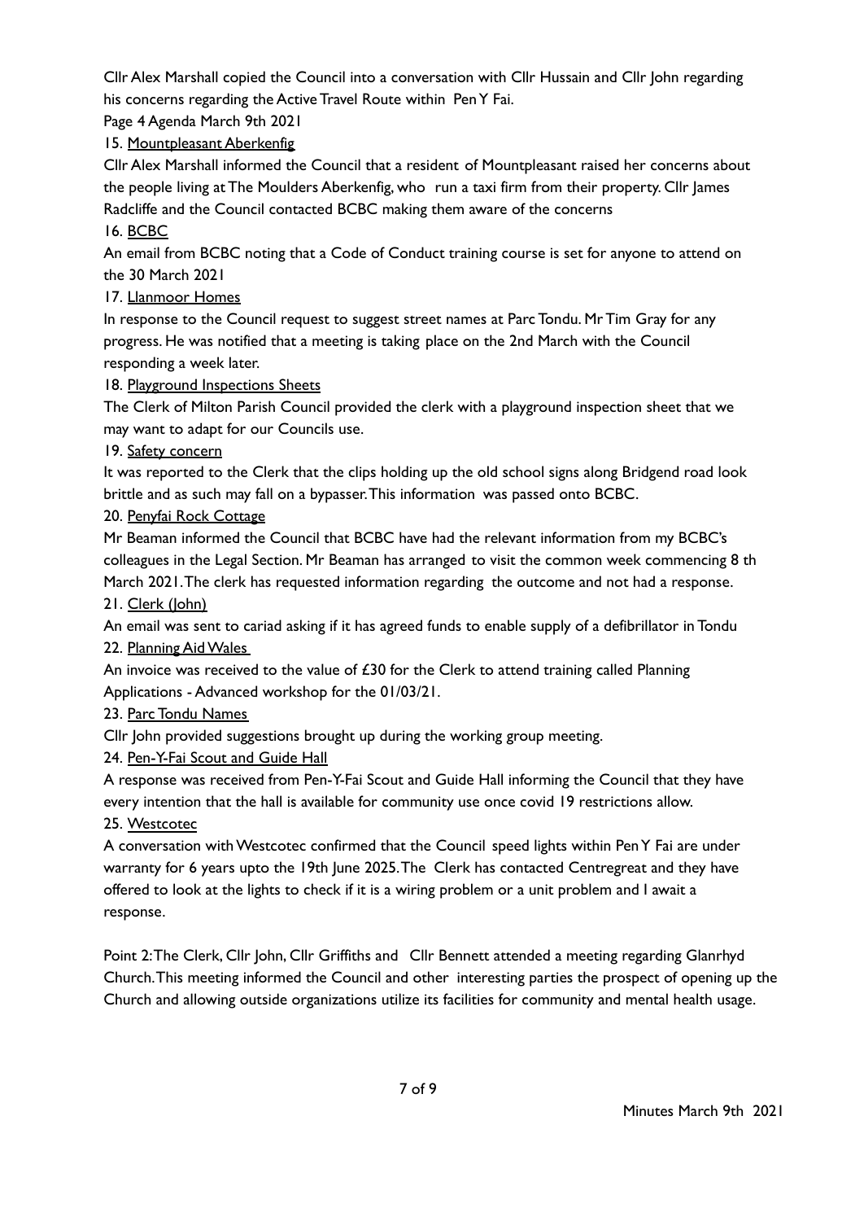Cllr Alex Marshall copied the Council into a conversation with Cllr Hussain and Cllr John regarding his concerns regarding the Active Travel Route within Pen Y Fai.

Page 4 Agenda March 9th 2021

15. <u>Mountpleasant Aberkenfig</u>

Cllr Alex Marshall informed the Council that a resident of Mountpleasant raised her concerns about the people living at The Moulders Aberkenfig, who run a taxi firm from their property. Cllr James Radcliffe and the Council contacted BCBC making them aware of the concerns

16. <u>BCBC</u>

An email from BCBC noting that a Code of Conduct training course is set for anyone to attend on the 30 March 2021

17. <u>Llanmoor Homes</u>

In response to the Council request to suggest street names at Parc Tondu. Mr Tim Gray for any progress. He was notified that a meeting is taking place on the 2nd March with the Council responding a week later.

18. <u>Playground Inspections Sheets</u>

The Clerk of Milton Parish Council provided the clerk with a playground inspection sheet that we may want to adapt for our Councils use.

19. <u>Safety concern</u>

It was reported to the Clerk that the clips holding up the old school signs along Bridgend road look brittle and as such may fall on a bypasser. This information was passed onto BCBC.

20. <u>Penyfai Rock Cottage</u>

Mr Beaman informed the Council that BCBC have had the relevant information from my BCBC's colleagues in the Legal Section. Mr Beaman has arranged to visit the common week commencing 8 th March 2021. The clerk has requested information regarding the outcome and not had a response.

21. <u>Clerk (John)</u>

An email was sent to cariad asking if it has agreed funds to enable supply of a defibrillator in Tondu

22. <u>Planning Aid Wales</u>

An invoice was received to the value of £30 for the Clerk to attend training called Planning Applications - Advanced workshop for the 01/03/21.

23. <u>Parc Tondu Names</u>

Cllr John provided suggestions brought up during the working group meeting.

24. <u>Pen-Y-Fai Scout and Guide Hall</u>

A response was received from Pen-Y-Fai Scout and Guide Hall informing the Council that they have every intention that the hall is available for community use once covid 19 restrictions allow.

25. <u>Westcotec</u>

A conversation with Westcotec confirmed that the Council speed lights within Pen Y Fai are under warranty for 6 years upto the 19th June 2025. The Clerk has contacted Centregreat and they have offered to look at the lights to check if it is a wiring problem or a unit problem and I await a response.

Point 2: The Clerk, Cllr John, Cllr Griffiths and Cllr Bennett attended a meeting regarding Glanrhyd Church. This meeting informed the Council and other interesting parties the prospect of opening up the Church and allowing outside organizations utilize its facilities for community and mental health usage.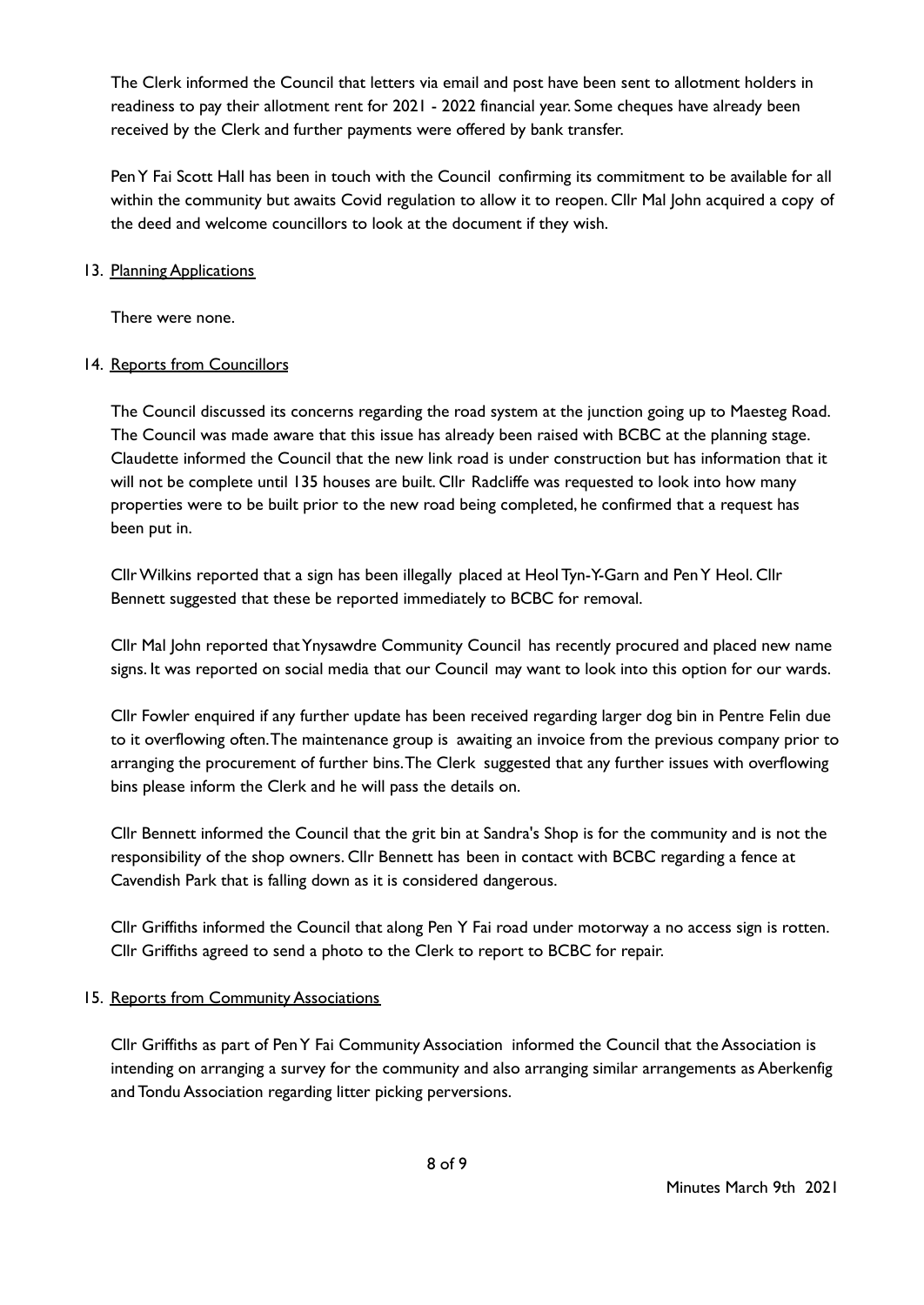The Clerk informed the Council that letters via email and post have been sent to allotment holders in readiness to pay their allotment rent for 2021 - 2022 financial year. Some cheques have already been received by the Clerk and further payments were offered by bank transfer.

Pen Y Fai Scott Hall has been in touch with the Council confirming its commitment to be available for all within the community but awaits Covid regulation to allow it to reopen. Cllr Mal John acquired a copy of the deed and welcome councillors to look at the document if they wish.

13. Planning Applications

    There were none.

14. Reports from Councillors

    The Council discussed its concerns regarding the road system at the junction going up to Maesteg Road. The Council was made aware that this issue has already been raised with BCBC at the planning stage. Claudette informed the Council that the new link road is under construction but has information that it will not be complete until 135 houses are built. Cllr Radcliffe was requested to look into how many properties were to be built prior to the new road being completed, he confirmed that a request has been put in.

    Cllr Wilkins reported that a sign has been illegally placed at Heol Tyn-Y-Garn and Pen Y Heol. Cllr Bennett suggested that these be reported immediately to BCBC for removal.

    Cllr Mal John reported that Ynysawdre Community Council has recently procured and placed new name signs. It was reported on social media that our Council may want to look into this option for our wards.

    Cllr Fowler enquired if any further update has been received regarding larger dog bin in Pentre Felin due to it overflowing often. The maintenance group is awaiting an invoice from the previous company prior to arranging the procurement of further bins. The Clerk suggested that any further issues with overflowing bins please inform the Clerk and he will pass the details on.

    Cllr Bennett informed the Council that the grit bin at Sandra's Shop is for the community and is not the responsibility of the shop owners. Cllr Bennett has been in contact with BCBC regarding a fence at Cavendish Park that is falling down as it is considered dangerous.

    Cllr Griffiths informed the Council that along Pen Y Fai road under motorway a no access sign is rotten. Cllr Griffiths agreed to send a photo to the Clerk to report to BCBC for repair.

15. Reports from Community Associations

    Cllr Griffiths as part of Pen Y Fai Community Association informed the Council that the Association is intending on arranging a survey for the community and also arranging similar arrangements as Aberkenfig and Tondu Association regarding litter picking perversions.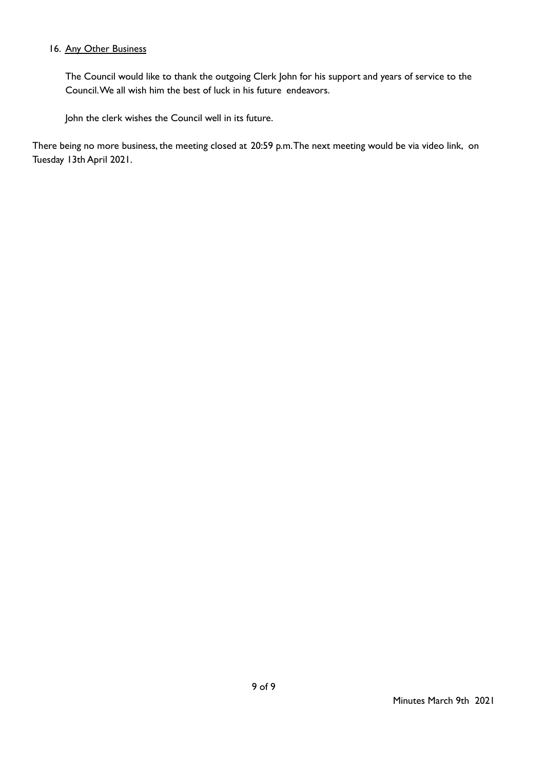16. Any Other Business

The Council would like to thank the outgoing Clerk John for his support and years of service to the Council. We all wish him the best of luck in his future endeavors.

John the clerk wishes the Council well in its future.

There being no more business, the meeting closed at 20:59 p.m. The next meeting would be via video link, on Tuesday 13th April 2021.